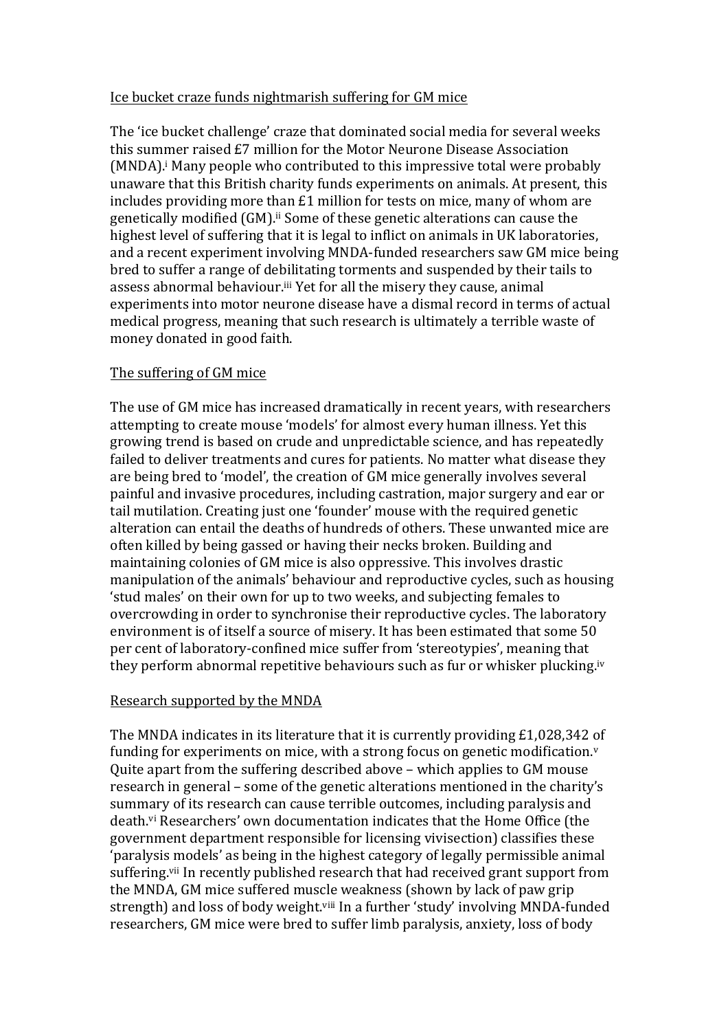## Ice bucket craze funds nightmarish suffering for GM mice

The 'ice bucket challenge' craze that dominated social media for several weeks this summer raised £7 million for the Motor Neurone Disease Association (MNDA).[i] Many people who contributed to this impressive total were probably unaware that this British charity funds experiments on animals. At present, this includes providing more than £1 million for tests on mice, many of whom are genetically modified (GM).[ii] Some of these genetic alterations can cause the highest level of suffering that it is legal to inflict on animals in UK laboratories, and a recent experiment involving MNDA-funded researchers saw GM mice being bred to suffer a range of debilitating torments and suspended by their tails to assess abnormal behaviour.[iii] Yet for all the misery they cause, animal experiments into motor neurone disease have a dismal record in terms of actual medical progress, meaning that such research is ultimately a terrible waste of money donated in good faith.

## The suffering of GM mice

The use of GM mice has increased dramatically in recent years, with researchers attempting to create mouse 'models' for almost every human illness. Yet this growing trend is based on crude and unpredictable science, and has repeatedly failed to deliver treatments and cures for patients. No matter what disease they are being bred to 'model', the creation of GM mice generally involves several painful and invasive procedures, including castration, major surgery and ear or tail mutilation. Creating just one 'founder' mouse with the required genetic alteration can entail the deaths of hundreds of others. These unwanted mice are often killed by being gassed or having their necks broken. Building and maintaining colonies of GM mice is also oppressive. This involves drastic manipulation of the animals' behaviour and reproductive cycles, such as housing 'stud males' on their own for up to two weeks, and subjecting females to overcrowding in order to synchronise their reproductive cycles. The laboratory environment is of itself a source of misery. It has been estimated that some 50 per cent of laboratory-confined mice suffer from 'stereotypies', meaning that they perform abnormal repetitive behaviours such as fur or whisker plucking.[iv]

## Research supported by the MNDA

The MNDA indicates in its literature that it is currently providing £1,028,342 of funding for experiments on mice, with a strong focus on genetic modification.[v] Quite apart from the suffering described above – which applies to GM mouse research in general – some of the genetic alterations mentioned in the charity's summary of its research can cause terrible outcomes, including paralysis and death.[vi] Researchers' own documentation indicates that the Home Office (the government department responsible for licensing vivisection) classifies these 'paralysis models' as being in the highest category of legally permissible animal suffering.[vii] In recently published research that had received grant support from the MNDA, GM mice suffered muscle weakness (shown by lack of paw grip strength) and loss of body weight.[viii] In a further 'study' involving MNDA-funded researchers, GM mice were bred to suffer limb paralysis, anxiety, loss of body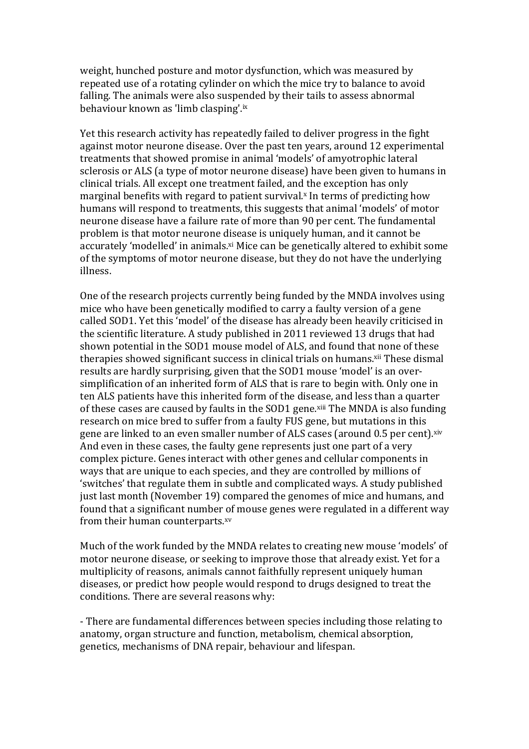weight, hunched posture and motor dysfunction, which was measured by repeated use of a rotating cylinder on which the mice try to balance to avoid falling. The animals were also suspended by their tails to assess abnormal behaviour known as 'limb clasping'.[ix]

Yet this research activity has repeatedly failed to deliver progress in the fight against motor neurone disease. Over the past ten years, around 12 experimental treatments that showed promise in animal 'models' of amyotrophic lateral sclerosis or ALS (a type of motor neurone disease) have been given to humans in clinical trials. All except one treatment failed, and the exception has only marginal benefits with regard to patient survival.[x] In terms of predicting how humans will respond to treatments, this suggests that animal 'models' of motor neurone disease have a failure rate of more than 90 per cent. The fundamental problem is that motor neurone disease is uniquely human, and it cannot be accurately 'modelled' in animals.[xi] Mice can be genetically altered to exhibit some of the symptoms of motor neurone disease, but they do not have the underlying illness.

One of the research projects currently being funded by the MNDA involves using mice who have been genetically modified to carry a faulty version of a gene called SOD1. Yet this 'model' of the disease has already been heavily criticised in the scientific literature. A study published in 2011 reviewed 13 drugs that had shown potential in the SOD1 mouse model of ALS, and found that none of these therapies showed significant success in clinical trials on humans.[xii] These dismal results are hardly surprising, given that the SOD1 mouse 'model' is an over-simplification of an inherited form of ALS that is rare to begin with. Only one in ten ALS patients have this inherited form of the disease, and less than a quarter of these cases are caused by faults in the SOD1 gene.[xiii] The MNDA is also funding research on mice bred to suffer from a faulty FUS gene, but mutations in this gene are linked to an even smaller number of ALS cases (around 0.5 per cent).[xiv] And even in these cases, the faulty gene represents just one part of a very complex picture. Genes interact with other genes and cellular components in ways that are unique to each species, and they are controlled by millions of 'switches' that regulate them in subtle and complicated ways. A study published just last month (November 19) compared the genomes of mice and humans, and found that a significant number of mouse genes were regulated in a different way from their human counterparts.[xv]

Much of the work funded by the MNDA relates to creating new mouse 'models' of motor neurone disease, or seeking to improve those that already exist. Yet for a multiplicity of reasons, animals cannot faithfully represent uniquely human diseases, or predict how people would respond to drugs designed to treat the conditions. There are several reasons why:

- There are fundamental differences between species including those relating to anatomy, organ structure and function, metabolism, chemical absorption, genetics, mechanisms of DNA repair, behaviour and lifespan.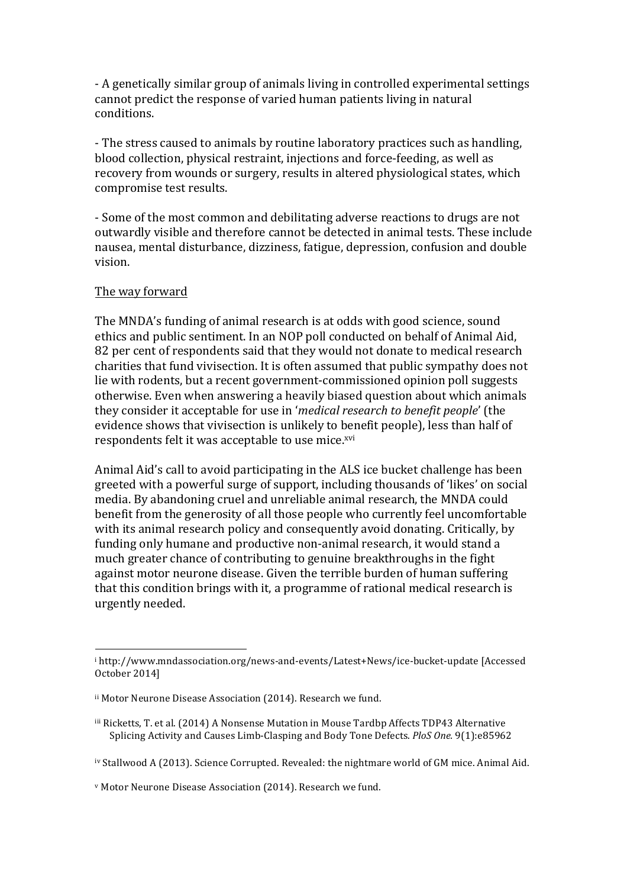- A genetically similar group of animals living in controlled experimental settings cannot predict the response of varied human patients living in natural conditions.

- The stress caused to animals by routine laboratory practices such as handling, blood collection, physical restraint, injections and force-feeding, as well as recovery from wounds or surgery, results in altered physiological states, which compromise test results.

- Some of the most common and debilitating adverse reactions to drugs are not outwardly visible and therefore cannot be detected in animal tests. These include nausea, mental disturbance, dizziness, fatigue, depression, confusion and double vision.

## The way forward

The MNDA's funding of animal research is at odds with good science, sound ethics and public sentiment. In an NOP poll conducted on behalf of Animal Aid, 82 per cent of respondents said that they would not donate to medical research charities that fund vivisection. It is often assumed that public sympathy does not lie with rodents, but a recent government-commissioned opinion poll suggests otherwise. Even when answering a heavily biased question about which animals they consider it acceptable for use in '*medical research to benefit people*' (the evidence shows that vivisection is unlikely to benefit people), less than half of respondents felt it was acceptable to use mice.[xvi]

Animal Aid's call to avoid participating in the ALS ice bucket challenge has been greeted with a powerful surge of support, including thousands of 'likes' on social media. By abandoning cruel and unreliable animal research, the MNDA could benefit from the generosity of all those people who currently feel uncomfortable with its animal research policy and consequently avoid donating. Critically, by funding only humane and productive non-animal research, it would stand a much greater chance of contributing to genuine breakthroughs in the fight against motor neurone disease. Given the terrible burden of human suffering that this condition brings with it, a programme of rational medical research is urgently needed.

---

[i] http://www.mndassociation.org/news-and-events/Latest+News/ice-bucket-update [Accessed October 2014]

[ii] Motor Neurone Disease Association (2014). Research we fund.

[iii] Ricketts, T. et al. (2014) A Nonsense Mutation in Mouse Tardbp Affects TDP43 Alternative Splicing Activity and Causes Limb-Clasping and Body Tone Defects. *PloS One.* 9(1):e85962

[iv] Stallwood A (2013). Science Corrupted. Revealed: the nightmare world of GM mice. Animal Aid.

[v] Motor Neurone Disease Association (2014). Research we fund.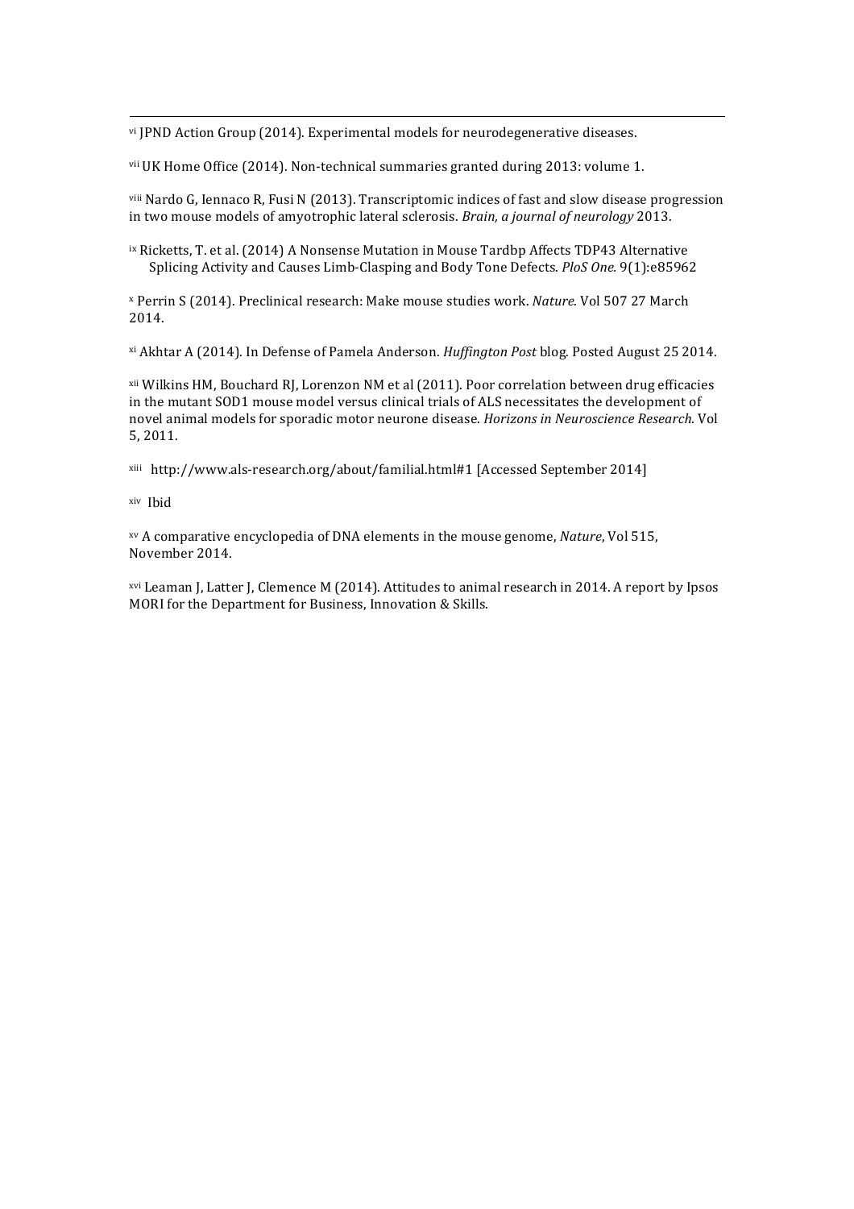[vi] JPND Action Group (2014). Experimental models for neurodegenerative diseases.

[vii] UK Home Office (2014). Non-technical summaries granted during 2013: volume 1.

[viii] Nardo G, Iennaco R, Fusi N (2013). Transcriptomic indices of fast and slow disease progression in two mouse models of amyotrophic lateral sclerosis. *Brain, a journal of neurology* 2013.

[ix] Ricketts, T. et al. (2014) A Nonsense Mutation in Mouse Tardbp Affects TDP43 Alternative Splicing Activity and Causes Limb-Clasping and Body Tone Defects. *PloS One.* 9(1):e85962

[x] Perrin S (2014). Preclinical research: Make mouse studies work. *Nature.* Vol 507 27 March 2014.

[xi] Akhtar A (2014). In Defense of Pamela Anderson. *Huffington Post* blog. Posted August 25 2014.

[xii] Wilkins HM, Bouchard RJ, Lorenzon NM et al (2011). Poor correlation between drug efficacies in the mutant SOD1 mouse model versus clinical trials of ALS necessitates the development of novel animal models for sporadic motor neurone disease. *Horizons in Neuroscience Research*. Vol 5, 2011.

[xiii] http://www.als-research.org/about/familial.html#1 [Accessed September 2014]

[xiv] Ibid

[xv] A comparative encyclopedia of DNA elements in the mouse genome, *Nature*, Vol 515, November 2014.

[xvi] Leaman J, Latter J, Clemence M (2014). Attitudes to animal research in 2014. A report by Ipsos MORI for the Department for Business, Innovation & Skills.